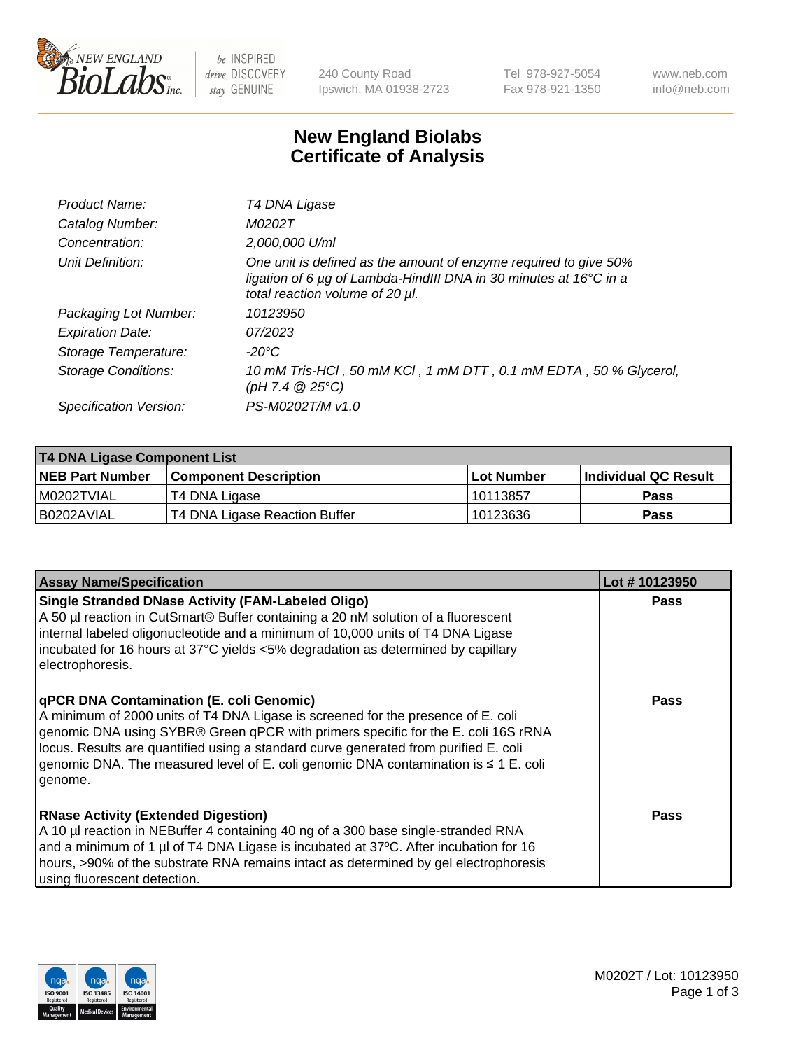New England BioLabs Inc. — be INSPIRED drive DISCOVERY stay GENUINE

240 County Road, Ipswich, MA 01938-2723 | Tel 978-927-5054 | Fax 978-921-1350 | www.neb.com | info@neb.com

# New England Biolabs Certificate of Analysis

| | |
|---|---|
| *Product Name:* | *T4 DNA Ligase* |
| *Catalog Number:* | *M0202T* |
| *Concentration:* | *2,000,000 U/ml* |
| *Unit Definition:* | *One unit is defined as the amount of enzyme required to give 50% ligation of 6 µg of Lambda-HindIII DNA in 30 minutes at 16°C in a total reaction volume of 20 µl.* |
| *Packaging Lot Number:* | *10123950* |
| *Expiration Date:* | *07/2023* |
| *Storage Temperature:* | *-20°C* |
| *Storage Conditions:* | *10 mM Tris-HCl , 50 mM KCl , 1 mM DTT , 0.1 mM EDTA , 50 % Glycerol, (pH 7.4 @ 25°C)* |
| *Specification Version:* | *PS-M0202T/M v1.0* |

| T4 DNA Ligase Component List | | | |
|---|---|---|---|
| **NEB Part Number** | **Component Description** | **Lot Number** | **Individual QC Result** |
| M0202TVIAL | T4 DNA Ligase | 10113857 | **Pass** |
| B0202AVIAL | T4 DNA Ligase Reaction Buffer | 10123636 | **Pass** |

| Assay Name/Specification | Lot # 10123950 |
|---|---|
| **Single Stranded DNase Activity (FAM-Labeled Oligo)** A 50 µl reaction in CutSmart® Buffer containing a 20 nM solution of a fluorescent internal labeled oligonucleotide and a minimum of 10,000 units of T4 DNA Ligase incubated for 16 hours at 37°C yields <5% degradation as determined by capillary electrophoresis. | **Pass** |
| **qPCR DNA Contamination (E. coli Genomic)** A minimum of 2000 units of T4 DNA Ligase is screened for the presence of E. coli genomic DNA using SYBR® Green qPCR with primers specific for the E. coli 16S rRNA locus. Results are quantified using a standard curve generated from purified E. coli genomic DNA. The measured level of E. coli genomic DNA contamination is ≤ 1 E. coli genome. | **Pass** |
| **RNase Activity (Extended Digestion)** A 10 µl reaction in NEBuffer 4 containing 40 ng of a 300 base single-stranded RNA and a minimum of 1 µl of T4 DNA Ligase is incubated at 37ºC. After incubation for 16 hours, >90% of the substrate RNA remains intact as determined by gel electrophoresis using fluorescent detection. | **Pass** |

ISO 9001 Registered Quality Management | ISO 13485 Registered Medical Devices | ISO 14001 Registered Environmental Management

M0202T / Lot: 10123950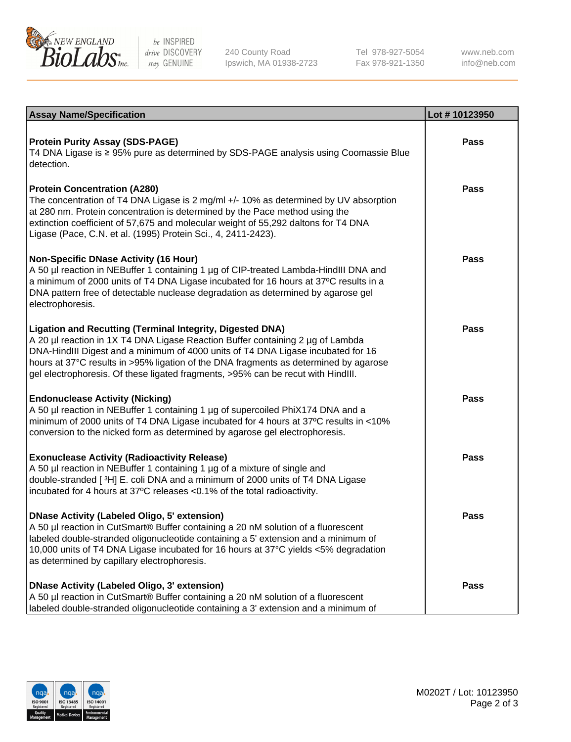| Assay Name/Specification | Lot # 10123950 |
|---|---|
| **Protein Purity Assay (SDS-PAGE)**<br>T4 DNA Ligase is ≥ 95% pure as determined by SDS-PAGE analysis using Coomassie Blue detection. | Pass |
| **Protein Concentration (A280)**<br>The concentration of T4 DNA Ligase is 2 mg/ml +/- 10% as determined by UV absorption at 280 nm. Protein concentration is determined by the Pace method using the extinction coefficient of 57,675 and molecular weight of 55,292 daltons for T4 DNA Ligase (Pace, C.N. et al. (1995) Protein Sci., 4, 2411-2423). | Pass |
| **Non-Specific DNase Activity (16 Hour)**<br>A 50 µl reaction in NEBuffer 1 containing 1 µg of CIP-treated Lambda-HindIII DNA and a minimum of 2000 units of T4 DNA Ligase incubated for 16 hours at 37ºC results in a DNA pattern free of detectable nuclease degradation as determined by agarose gel electrophoresis. | Pass |
| **Ligation and Recutting (Terminal Integrity, Digested DNA)**<br>A 20 µl reaction in 1X T4 DNA Ligase Reaction Buffer containing 2 µg of Lambda DNA-HindIII Digest and a minimum of 4000 units of T4 DNA Ligase incubated for 16 hours at 37°C results in >95% ligation of the DNA fragments as determined by agarose gel electrophoresis. Of these ligated fragments, >95% can be recut with HindIII. | Pass |
| **Endonuclease Activity (Nicking)**<br>A 50 µl reaction in NEBuffer 1 containing 1 µg of supercoiled PhiX174 DNA and a minimum of 2000 units of T4 DNA Ligase incubated for 4 hours at 37ºC results in <10% conversion to the nicked form as determined by agarose gel electrophoresis. | Pass |
| **Exonuclease Activity (Radioactivity Release)**<br>A 50 µl reaction in NEBuffer 1 containing 1 µg of a mixture of single and double-stranded [ $^{3}$H] E. coli DNA and a minimum of 2000 units of T4 DNA Ligase incubated for 4 hours at 37ºC releases <0.1% of the total radioactivity. | Pass |
| **DNase Activity (Labeled Oligo, 5' extension)**<br>A 50 µl reaction in CutSmart® Buffer containing a 20 nM solution of a fluorescent labeled double-stranded oligonucleotide containing a 5' extension and a minimum of 10,000 units of T4 DNA Ligase incubated for 16 hours at 37°C yields <5% degradation as determined by capillary electrophoresis. | Pass |
| **DNase Activity (Labeled Oligo, 3' extension)**<br>A 50 µl reaction in CutSmart® Buffer containing a 20 nM solution of a fluorescent labeled double-stranded oligonucleotide containing a 3' extension and a minimum of | Pass |

M0202T / Lot: 10123950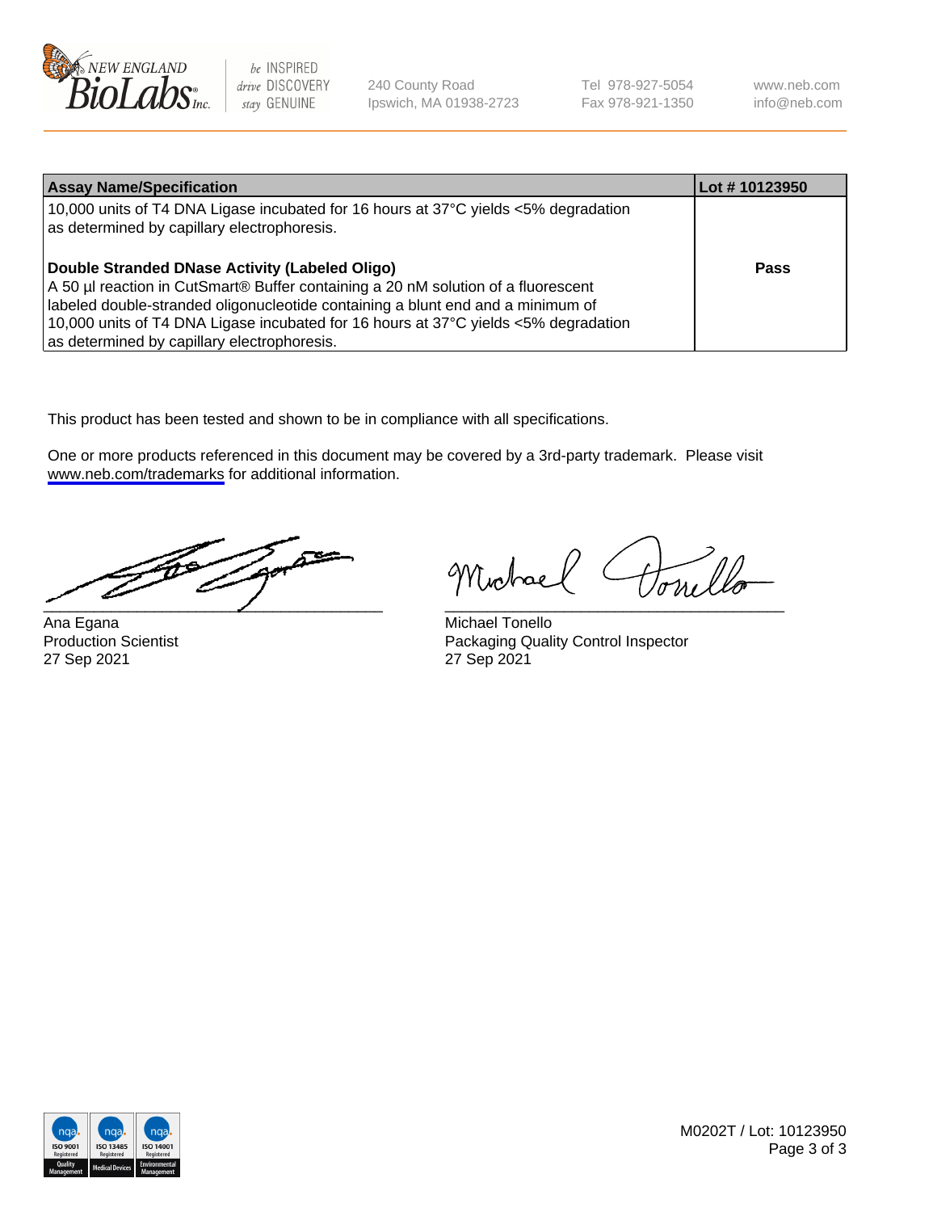| Assay Name/Specification | Lot # 10123950 |
|---|---|
| 10,000 units of T4 DNA Ligase incubated for 16 hours at 37°C yields <5% degradation as determined by capillary electrophoresis. | |
| **Double Stranded DNase Activity (Labeled Oligo)**<br>A 50 µl reaction in CutSmart® Buffer containing a 20 nM solution of a fluorescent labeled double-stranded oligonucleotide containing a blunt end and a minimum of 10,000 units of T4 DNA Ligase incubated for 16 hours at 37°C yields <5% degradation as determined by capillary electrophoresis. | **Pass** |

This product has been tested and shown to be in compliance with all specifications.

One or more products referenced in this document may be covered by a 3rd-party trademark. Please visit www.neb.com/trademarks for additional information.

Ana Egana
Production Scientist
27 Sep 2021

Michael Tonello
Packaging Quality Control Inspector
27 Sep 2021

M0202T / Lot: 10123950